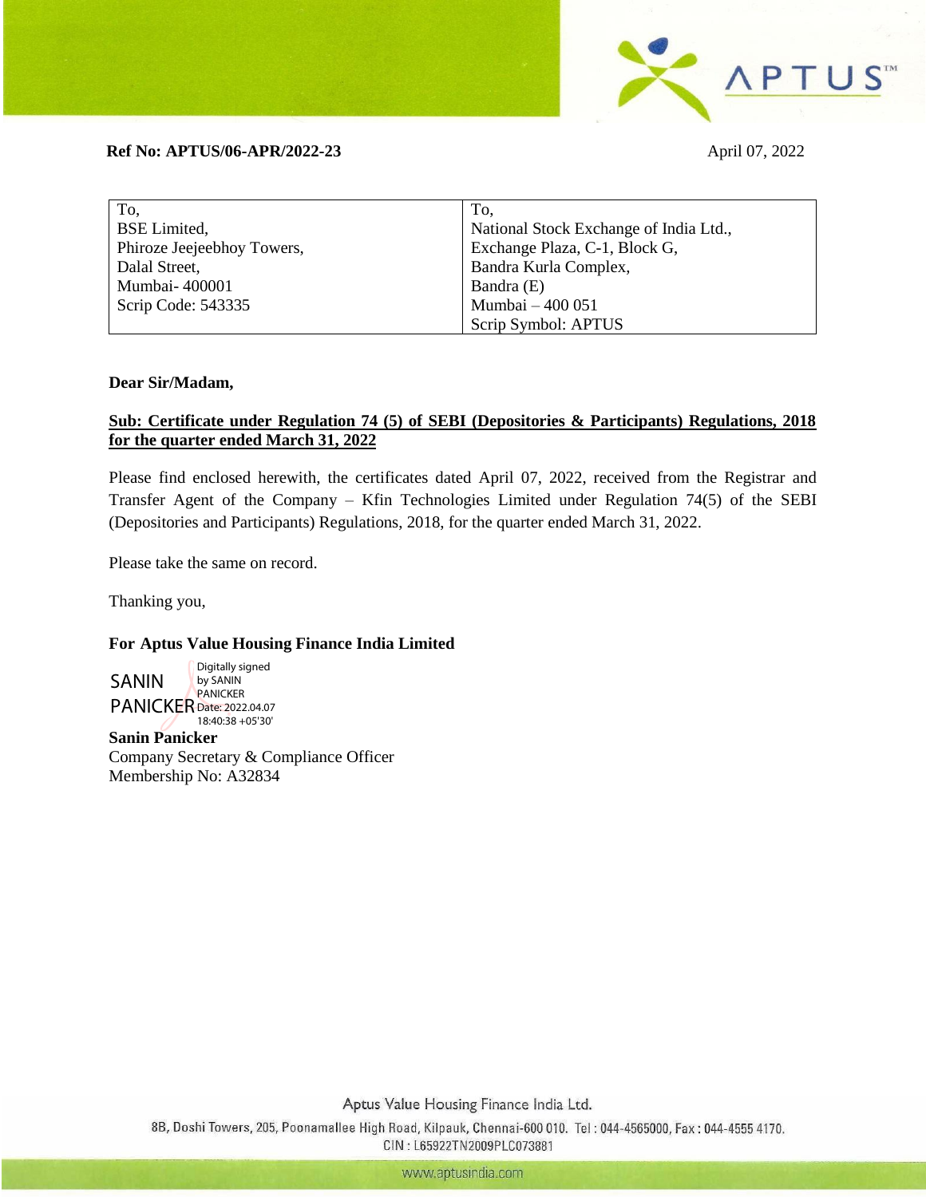**Ref No: APTUS/06-APR/2022-23** April 07, 2022

| To, | To, |
| --- | --- |
| BSE Limited, | National Stock Exchange of India Ltd., |
| Phiroze Jeejeebhoy Towers, | Exchange Plaza, C-1, Block G, |
| Dalal Street, | Bandra Kurla Complex, |
| Mumbai- 400001 | Bandra (E) |
| Scrip Code: 543335 | Mumbai – 400 051 |
| | Scrip Symbol: APTUS |

**Dear Sir/Madam,**

**Sub: Certificate under Regulation 74 (5) of SEBI (Depositories & Participants) Regulations, 2018 for the quarter ended March 31, 2022**

Please find enclosed herewith, the certificates dated April 07, 2022, received from the Registrar and Transfer Agent of the Company – Kfin Technologies Limited under Regulation 74(5) of the SEBI (Depositories and Participants) Regulations, 2018, for the quarter ended March 31, 2022.

Please take the same on record.

Thanking you,

**For Aptus Value Housing Finance India Limited**

SANIN PANICKER
Digitally signed by SANIN PANICKER
Date: 2022.04.07 18:40:38 +05'30'

**Sanin Panicker**
Company Secretary & Compliance Officer
Membership No: A32834

Aptus Value Housing Finance India Ltd.
8B, Doshi Towers, 205, Poonamallee High Road, Kilpauk, Chennai-600 010. Tel : 044-4565000, Fax : 044-4555 4170.
CIN : L65922TN2009PLC073881
www.aptusindia.com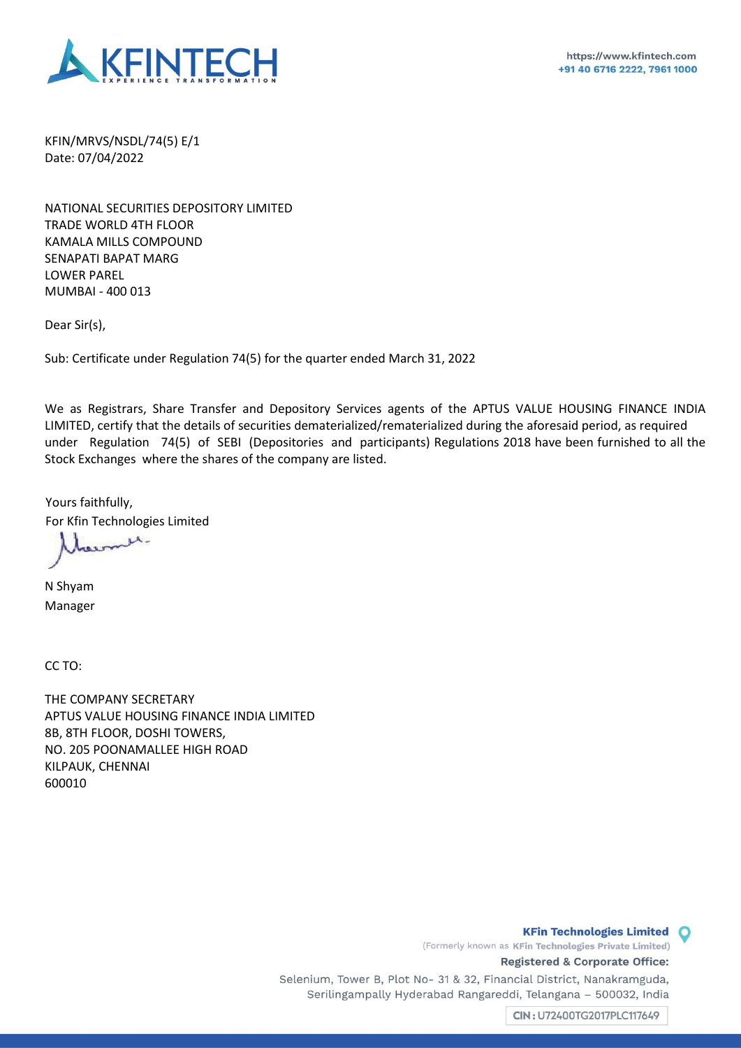KFIN/MRVS/NSDL/74(5) E/1
Date: 07/04/2022

NATIONAL SECURITIES DEPOSITORY LIMITED
TRADE WORLD 4TH FLOOR
KAMALA MILLS COMPOUND
SENAPATI BAPAT MARG
LOWER PAREL
MUMBAI - 400 013

Dear Sir(s),

Sub: Certificate under Regulation 74(5) for the quarter ended March 31, 2022

We as Registrars, Share Transfer and Depository Services agents of the APTUS VALUE HOUSING FINANCE INDIA LIMITED, certify that the details of securities dematerialized/rematerialized during the aforesaid period, as required under Regulation 74(5) of SEBI (Depositories and participants) Regulations 2018 have been furnished to all the Stock Exchanges where the shares of the company are listed.

Yours faithfully,
For Kfin Technologies Limited

N Shyam
Manager

CC TO:

THE COMPANY SECRETARY
APTUS VALUE HOUSING FINANCE INDIA LIMITED
8B, 8TH FLOOR, DOSHI TOWERS,
NO. 205 POONAMALLEE HIGH ROAD
KILPAUK, CHENNAI
600010

**KFin Technologies Limited**
(Formerly known as KFin Technologies Private Limited)
**Registered & Corporate Office:**
Selenium, Tower B, Plot No- 31 & 32, Financial District, Nanakramguda, Serilingampally Hyderabad Rangareddi, Telangana – 500032, India
CIN: U72400TG2017PLC117649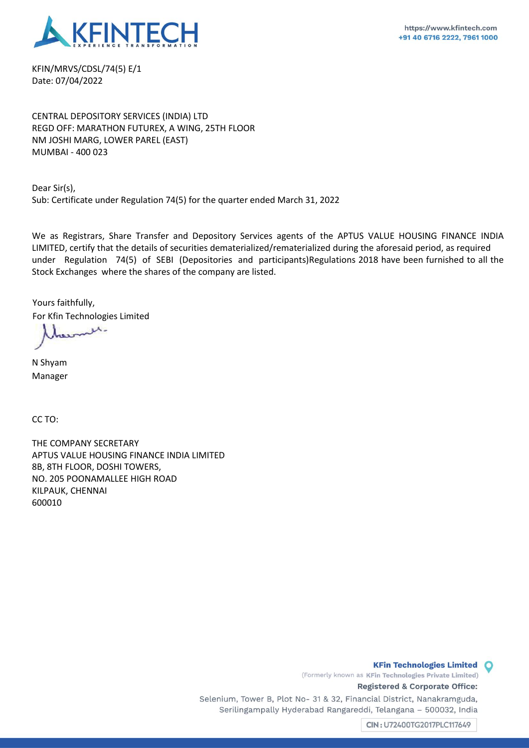KFIN/MRVS/CDSL/74(5) E/1
Date: 07/04/2022

CENTRAL DEPOSITORY SERVICES (INDIA) LTD
REGD OFF: MARATHON FUTUREX, A WING, 25TH FLOOR
NM JOSHI MARG, LOWER PAREL (EAST)
MUMBAI - 400 023

Dear Sir(s),
Sub: Certificate under Regulation 74(5) for the quarter ended March 31, 2022

We as Registrars, Share Transfer and Depository Services agents of the APTUS VALUE HOUSING FINANCE INDIA LIMITED, certify that the details of securities dematerialized/rematerialized during the aforesaid period, as required under Regulation 74(5) of SEBI (Depositories and participants)Regulations 2018 have been furnished to all the Stock Exchanges where the shares of the company are listed.

Yours faithfully,
For Kfin Technologies Limited

N Shyam
Manager

CC TO:

THE COMPANY SECRETARY
APTUS VALUE HOUSING FINANCE INDIA LIMITED
8B, 8TH FLOOR, DOSHI TOWERS,
NO. 205 POONAMALLEE HIGH ROAD
KILPAUK, CHENNAI
600010

**KFin Technologies Limited**
(Formerly known as **KFin Technologies Private Limited**)
**Registered & Corporate Office:**
Selenium, Tower B, Plot No- 31 & 32, Financial District, Nanakramguda, Serilingampally Hyderabad Rangareddi, Telangana – 500032, India
CIN: U72400TG2017PLC117649